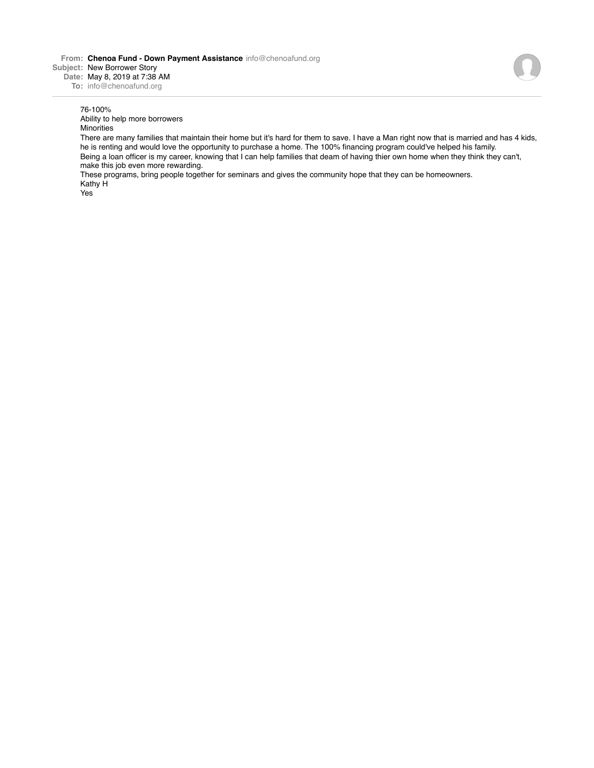**From:** **Chenoa Fund - Down Payment Assistance** info@chenoafund.org
**Subject:** New Borrower Story
**Date:** May 8, 2019 at 7:38 AM
**To:** info@chenoafund.org

76-100%
Ability to help more borrowers
Minorities
There are many families that maintain their home but it's hard for them to save. I have a Man right now that is married and has 4 kids, he is renting and would love the opportunity to purchase a home. The 100% financing program could've helped his family.
Being a loan officer is my career, knowing that I can help families that deam of having thier own home when they think they can't, make this job even more rewarding.
These programs, bring people together for seminars and gives the community hope that they can be homeowners.
Kathy H
Yes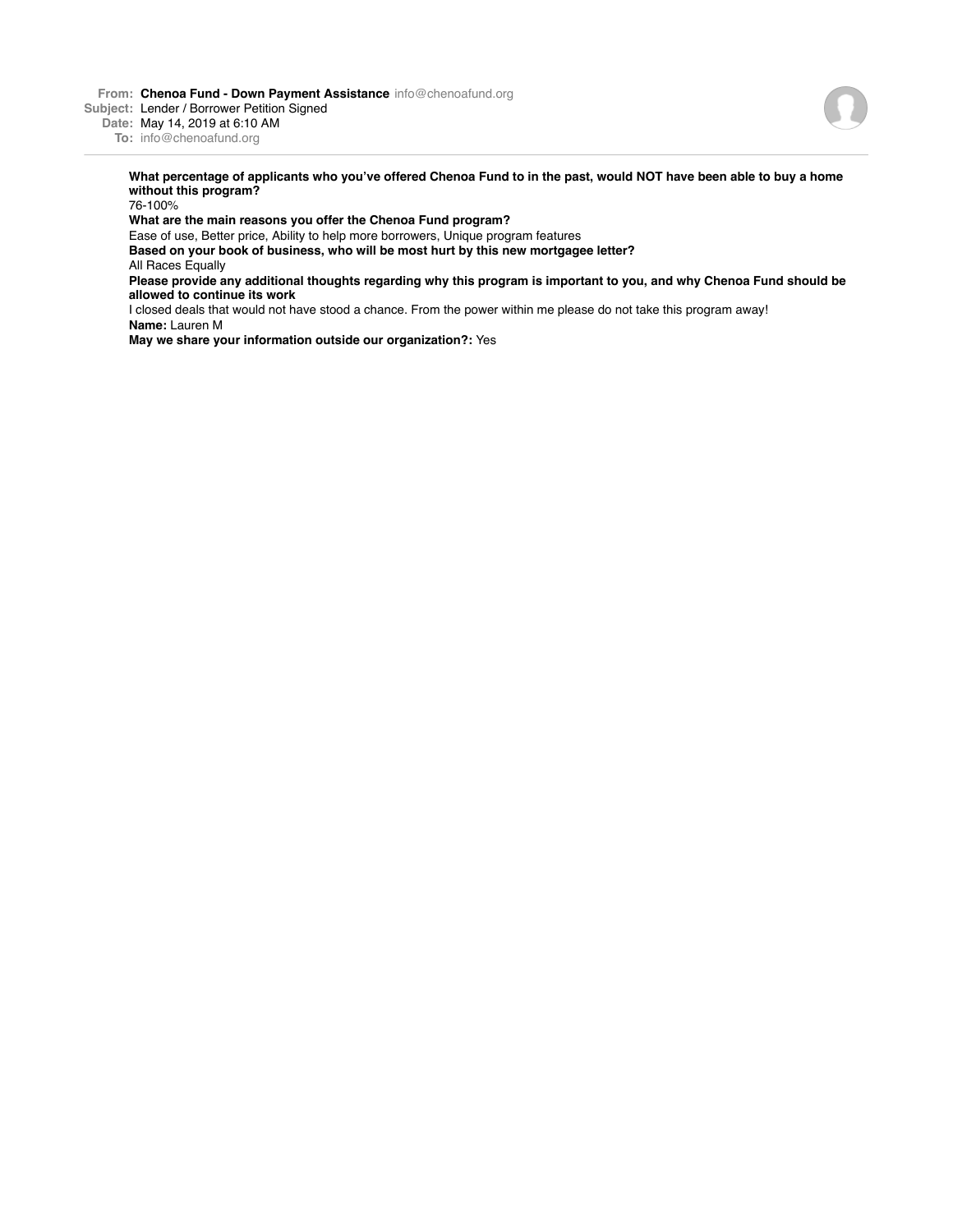**From:** **Chenoa Fund - Down Payment Assistance** info@chenoafund.org
**Subject:** Lender / Borrower Petition Signed
**Date:** May 14, 2019 at 6:10 AM
**To:** info@chenoafund.org

**What percentage of applicants who you've offered Chenoa Fund to in the past, would NOT have been able to buy a home without this program?**
76-100%
**What are the main reasons you offer the Chenoa Fund program?**
Ease of use, Better price, Ability to help more borrowers, Unique program features
**Based on your book of business, who will be most hurt by this new mortgagee letter?**
All Races Equally
**Please provide any additional thoughts regarding why this program is important to you, and why Chenoa Fund should be allowed to continue its work**
I closed deals that would not have stood a chance. From the power within me please do not take this program away!
**Name:** Lauren M
**May we share your information outside our organization?:** Yes